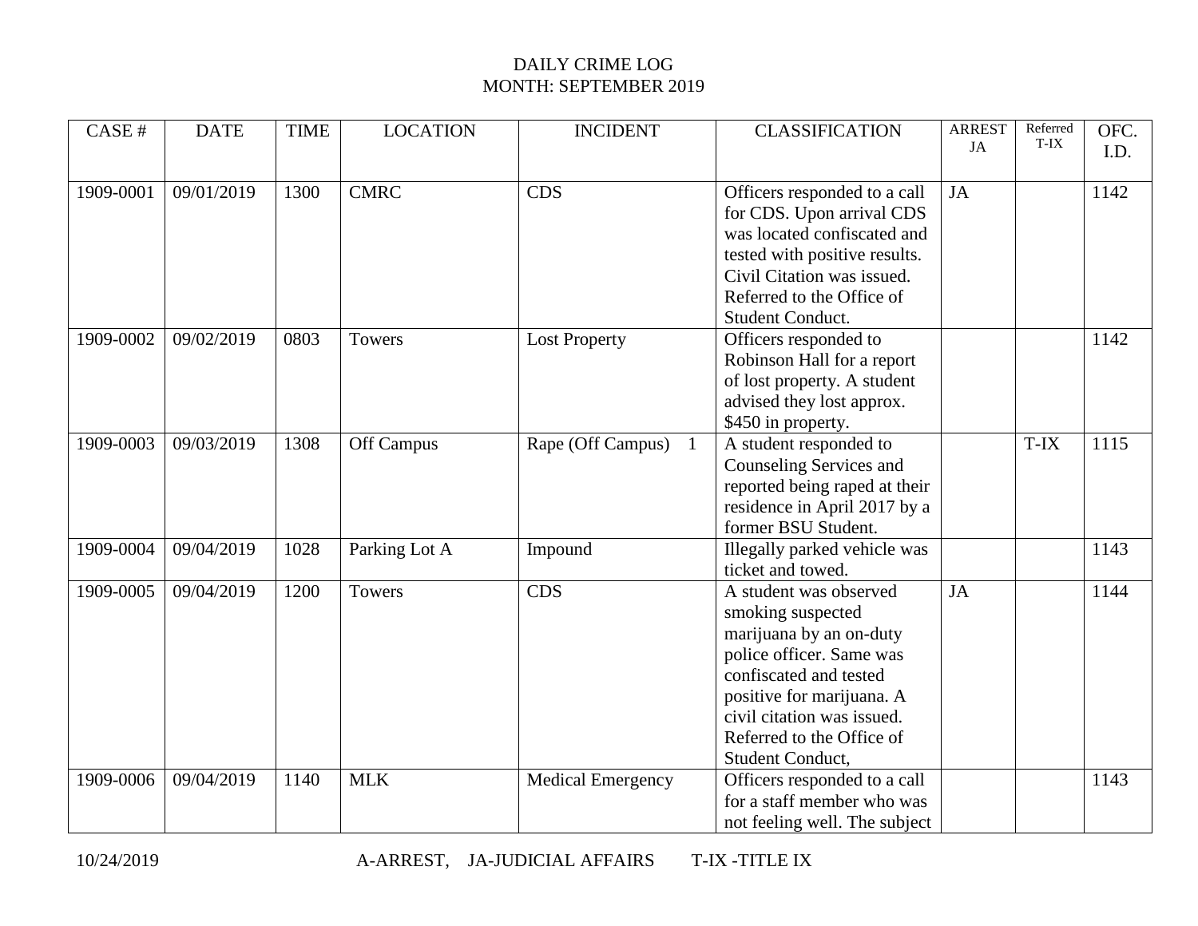DAILY CRIME LOG
MONTH: SEPTEMBER 2019

| CASE # | DATE | TIME | LOCATION | INCIDENT | CLASSIFICATION | ARREST JA | Referred T-IX | OFC. I.D. |
|---|---|---|---|---|---|---|---|---|
| 1909-0001 | 09/01/2019 | 1300 | CMRC | CDS | Officers responded to a call for CDS. Upon arrival CDS was located confiscated and tested with positive results. Civil Citation was issued. Referred to the Office of Student Conduct. | JA | | 1142 |
| 1909-0002 | 09/02/2019 | 0803 | Towers | Lost Property | Officers responded to Robinson Hall for a report of lost property. A student advised they lost approx. $450 in property. | | | 1142 |
| 1909-0003 | 09/03/2019 | 1308 | Off Campus | Rape (Off Campus) 1 | A student responded to Counseling Services and reported being raped at their residence in April 2017 by a former BSU Student. | | T-IX | 1115 |
| 1909-0004 | 09/04/2019 | 1028 | Parking Lot A | Impound | Illegally parked vehicle was ticket and towed. | | | 1143 |
| 1909-0005 | 09/04/2019 | 1200 | Towers | CDS | A student was observed smoking suspected marijuana by an on-duty police officer. Same was confiscated and tested positive for marijuana. A civil citation was issued. Referred to the Office of Student Conduct, | JA | | 1144 |
| 1909-0006 | 09/04/2019 | 1140 | MLK | Medical Emergency | Officers responded to a call for a staff member who was not feeling well. The subject | | | 1143 |

10/24/2019 A-ARREST, JA-JUDICIAL AFFAIRS T-IX -TITLE IX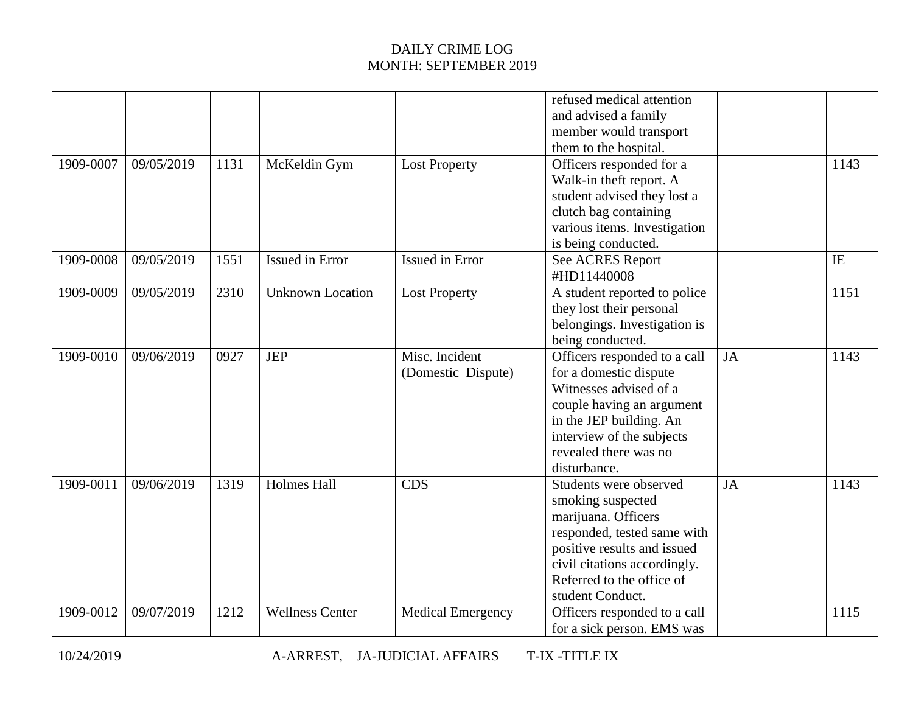DAILY CRIME LOG
MONTH: SEPTEMBER 2019

| | | | | | | | | |
|---|---|---|---|---|---|---|---|---|
| | | | | | refused medical attention and advised a family member would transport them to the hospital. | | | |
| 1909-0007 | 09/05/2019 | 1131 | McKeldin Gym | Lost Property | Officers responded for a Walk-in theft report. A student advised they lost a clutch bag containing various items. Investigation is being conducted. | | | 1143 |
| 1909-0008 | 09/05/2019 | 1551 | Issued in Error | Issued in Error | See ACRES Report #HD11440008 | | | IE |
| 1909-0009 | 09/05/2019 | 2310 | Unknown Location | Lost Property | A student reported to police they lost their personal belongings. Investigation is being conducted. | | | 1151 |
| 1909-0010 | 09/06/2019 | 0927 | JEP | Misc. Incident (Domestic Dispute) | Officers responded to a call for a domestic dispute Witnesses advised of a couple having an argument in the JEP building. An interview of the subjects revealed there was no disturbance. | JA | | 1143 |
| 1909-0011 | 09/06/2019 | 1319 | Holmes Hall | CDS | Students were observed smoking suspected marijuana. Officers responded, tested same with positive results and issued civil citations accordingly. Referred to the office of student Conduct. | JA | | 1143 |
| 1909-0012 | 09/07/2019 | 1212 | Wellness Center | Medical Emergency | Officers responded to a call for a sick person. EMS was | | | 1115 |

10/24/2019 A-ARREST, JA-JUDICIAL AFFAIRS T-IX -TITLE IX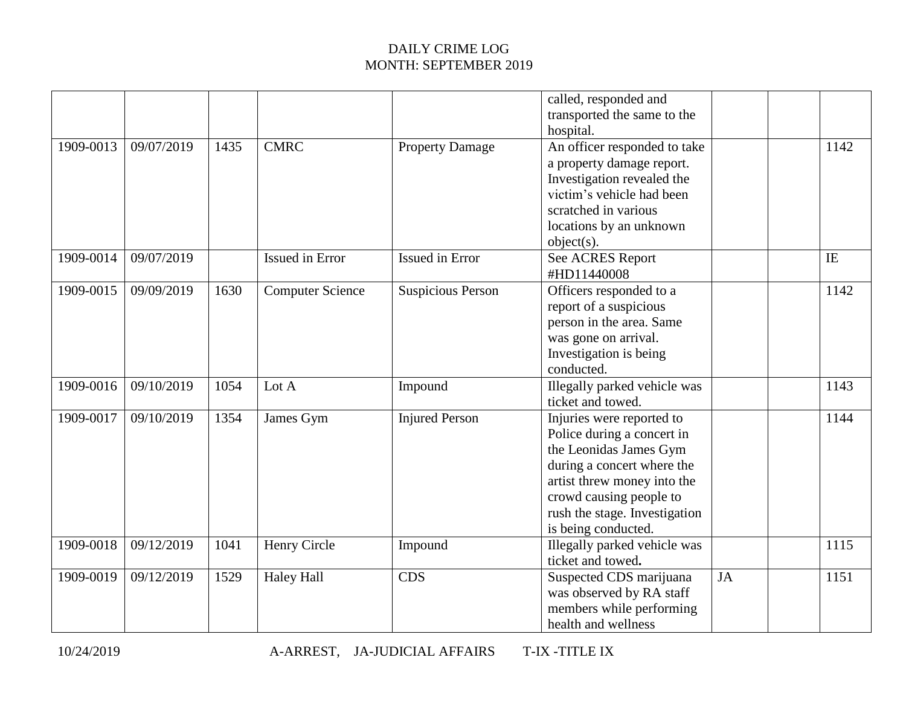DAILY CRIME LOG
MONTH: SEPTEMBER 2019

| | | | | | | | | |
|---|---|---|---|---|---|---|---|---|
| | | | | | called, responded and transported the same to the hospital. | | | |
| 1909-0013 | 09/07/2019 | 1435 | CMRC | Property Damage | An officer responded to take a property damage report. Investigation revealed the victim's vehicle had been scratched in various locations by an unknown object(s). | | | 1142 |
| 1909-0014 | 09/07/2019 | | Issued in Error | Issued in Error | See ACRES Report #HD11440008 | | | IE |
| 1909-0015 | 09/09/2019 | 1630 | Computer Science | Suspicious Person | Officers responded to a report of a suspicious person in the area. Same was gone on arrival. Investigation is being conducted. | | | 1142 |
| 1909-0016 | 09/10/2019 | 1054 | Lot A | Impound | Illegally parked vehicle was ticket and towed. | | | 1143 |
| 1909-0017 | 09/10/2019 | 1354 | James Gym | Injured Person | Injuries were reported to Police during a concert in the Leonidas James Gym during a concert where the artist threw money into the crowd causing people to rush the stage. Investigation is being conducted. | | | 1144 |
| 1909-0018 | 09/12/2019 | 1041 | Henry Circle | Impound | Illegally parked vehicle was ticket and towed**.** | | | 1115 |
| 1909-0019 | 09/12/2019 | 1529 | Haley Hall | CDS | Suspected CDS marijuana was observed by RA staff members while performing health and wellness | JA | | 1151 |

10/24/2019 A-ARREST, JA-JUDICIAL AFFAIRS T-IX -TITLE IX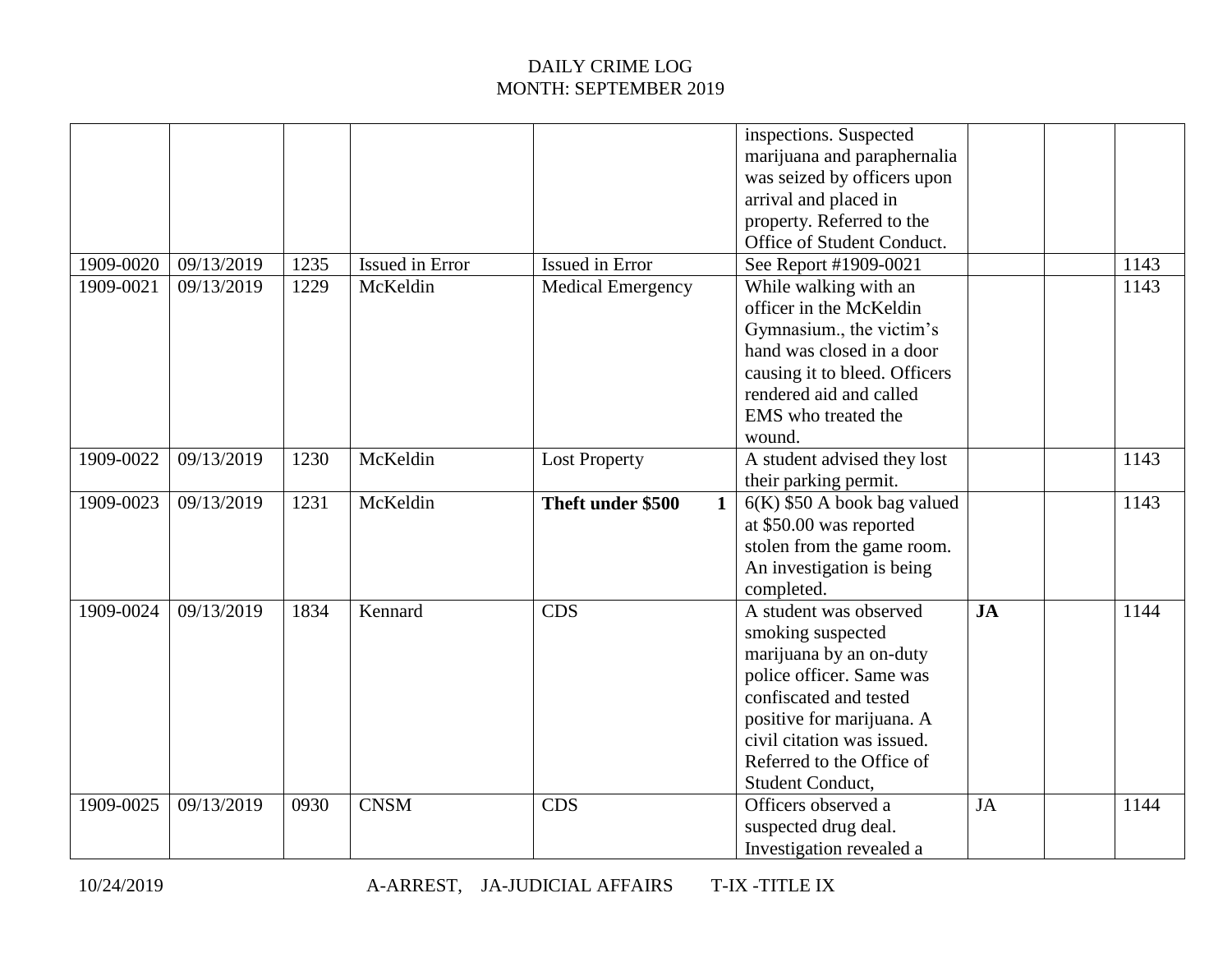DAILY CRIME LOG
MONTH: SEPTEMBER 2019

| | | | | | | | | |
|---|---|---|---|---|---|---|---|---|
| | | | | | inspections. Suspected marijuana and paraphernalia was seized by officers upon arrival and placed in property. Referred to the Office of Student Conduct. | | | |
| 1909-0020 | 09/13/2019 | 1235 | Issued in Error | Issued in Error | See Report #1909-0021 | | | 1143 |
| 1909-0021 | 09/13/2019 | 1229 | McKeldin | Medical Emergency | While walking with an officer in the McKeldin Gymnasium., the victim's hand was closed in a door causing it to bleed. Officers rendered aid and called EMS who treated the wound. | | | 1143 |
| 1909-0022 | 09/13/2019 | 1230 | McKeldin | Lost Property | A student advised they lost their parking permit. | | | 1143 |
| 1909-0023 | 09/13/2019 | 1231 | McKeldin | **Theft under $500 1** | 6(K) $50 A book bag valued at $50.00 was reported stolen from the game room. An investigation is being completed. | | | 1143 |
| 1909-0024 | 09/13/2019 | 1834 | Kennard | CDS | A student was observed smoking suspected marijuana by an on-duty police officer. Same was confiscated and tested positive for marijuana. A civil citation was issued. Referred to the Office of Student Conduct, | **JA** | | 1144 |
| 1909-0025 | 09/13/2019 | 0930 | CNSM | CDS | Officers observed a suspected drug deal. Investigation revealed a | JA | | 1144 |

10/24/2019 A-ARREST, JA-JUDICIAL AFFAIRS T-IX -TITLE IX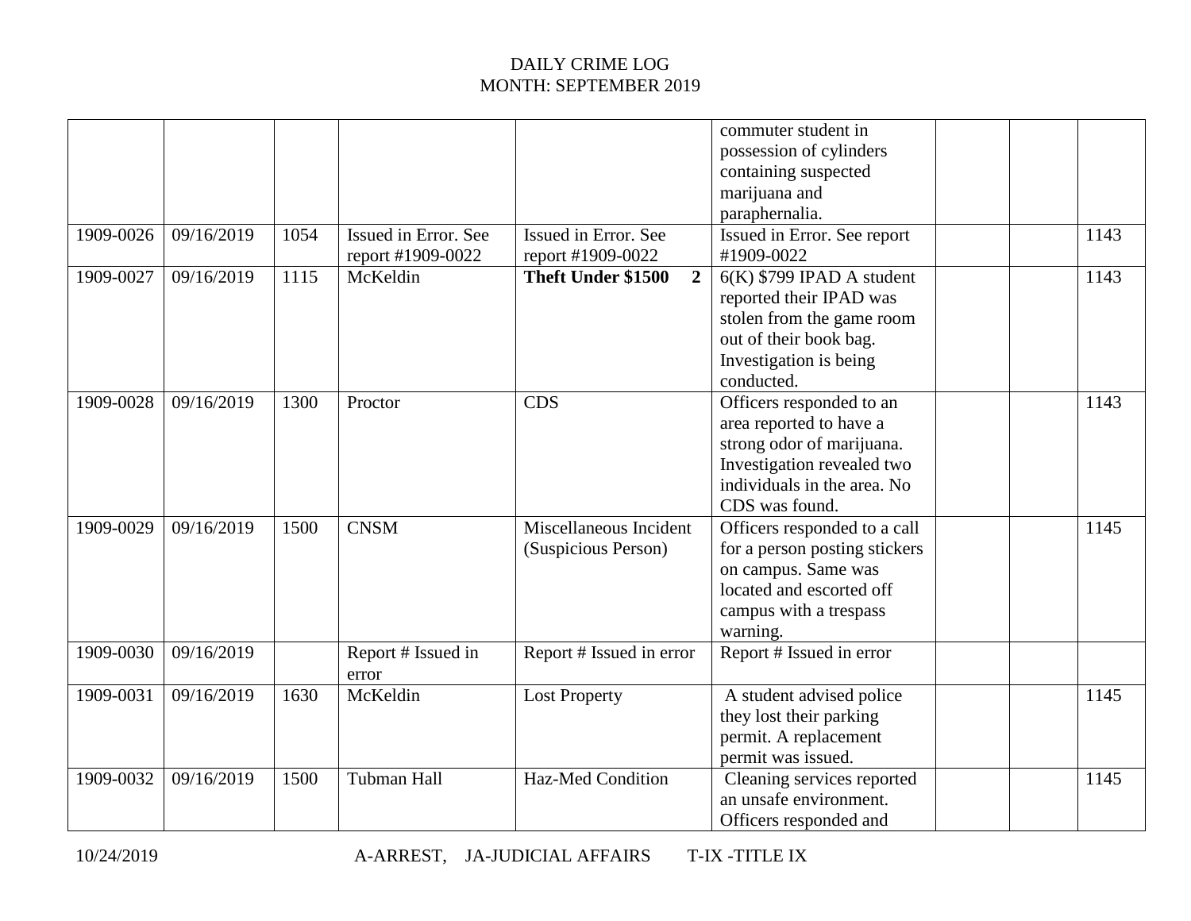DAILY CRIME LOG
MONTH: SEPTEMBER 2019

| | | | | | | | | |
|---|---|---|---|---|---|---|---|---|
| | | | | | commuter student in possession of cylinders containing suspected marijuana and paraphernalia. | | | |
| 1909-0026 | 09/16/2019 | 1054 | Issued in Error. See report #1909-0022 | Issued in Error. See report #1909-0022 | Issued in Error. See report #1909-0022 | | | 1143 |
| 1909-0027 | 09/16/2019 | 1115 | McKeldin | **Theft Under $1500 2** | 6(K) $799 IPAD A student reported their IPAD was stolen from the game room out of their book bag. Investigation is being conducted. | | | 1143 |
| 1909-0028 | 09/16/2019 | 1300 | Proctor | CDS | Officers responded to an area reported to have a strong odor of marijuana. Investigation revealed two individuals in the area. No CDS was found. | | | 1143 |
| 1909-0029 | 09/16/2019 | 1500 | CNSM | Miscellaneous Incident (Suspicious Person) | Officers responded to a call for a person posting stickers on campus. Same was located and escorted off campus with a trespass warning. | | | 1145 |
| 1909-0030 | 09/16/2019 | | Report # Issued in error | Report # Issued in error | Report # Issued in error | | | |
| 1909-0031 | 09/16/2019 | 1630 | McKeldin | Lost Property | A student advised police they lost their parking permit. A replacement permit was issued. | | | 1145 |
| 1909-0032 | 09/16/2019 | 1500 | Tubman Hall | Haz-Med Condition | Cleaning services reported an unsafe environment. Officers responded and | | | 1145 |

10/24/2019 A-ARREST, JA-JUDICIAL AFFAIRS T-IX -TITLE IX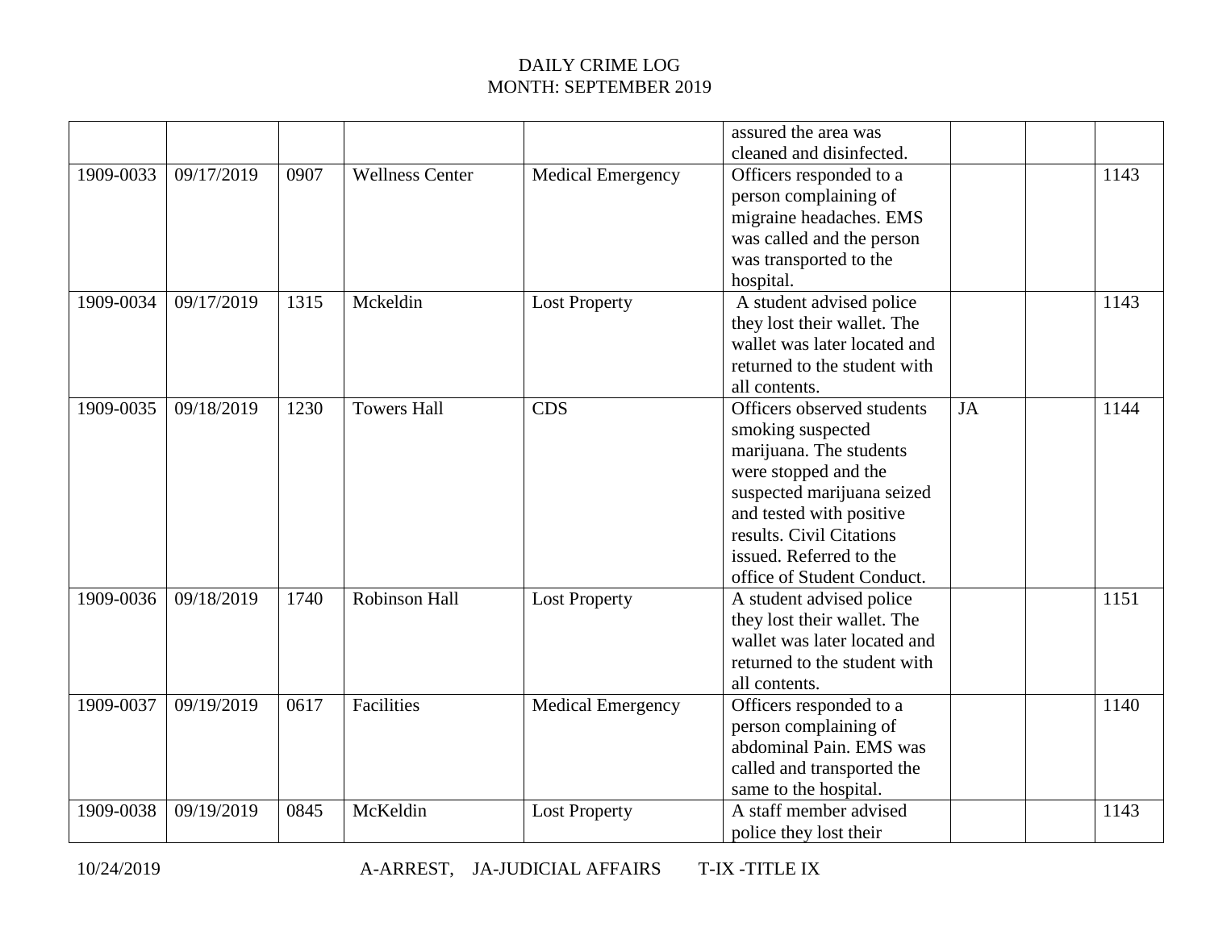DAILY CRIME LOG
MONTH: SEPTEMBER 2019

| | | | | | | | | |
|---|---|---|---|---|---|---|---|---|
| | | | | | assured the area was cleaned and disinfected. | | | |
| 1909-0033 | 09/17/2019 | 0907 | Wellness Center | Medical Emergency | Officers responded to a person complaining of migraine headaches. EMS was called and the person was transported to the hospital. | | | 1143 |
| 1909-0034 | 09/17/2019 | 1315 | Mckeldin | Lost Property | A student advised police they lost their wallet. The wallet was later located and returned to the student with all contents. | | | 1143 |
| 1909-0035 | 09/18/2019 | 1230 | Towers Hall | CDS | Officers observed students smoking suspected marijuana. The students were stopped and the suspected marijuana seized and tested with positive results. Civil Citations issued. Referred to the office of Student Conduct. | JA | | 1144 |
| 1909-0036 | 09/18/2019 | 1740 | Robinson Hall | Lost Property | A student advised police they lost their wallet. The wallet was later located and returned to the student with all contents. | | | 1151 |
| 1909-0037 | 09/19/2019 | 0617 | Facilities | Medical Emergency | Officers responded to a person complaining of abdominal Pain. EMS was called and transported the same to the hospital. | | | 1140 |
| 1909-0038 | 09/19/2019 | 0845 | McKeldin | Lost Property | A staff member advised police they lost their | | | 1143 |

10/24/2019 A-ARREST, JA-JUDICIAL AFFAIRS T-IX -TITLE IX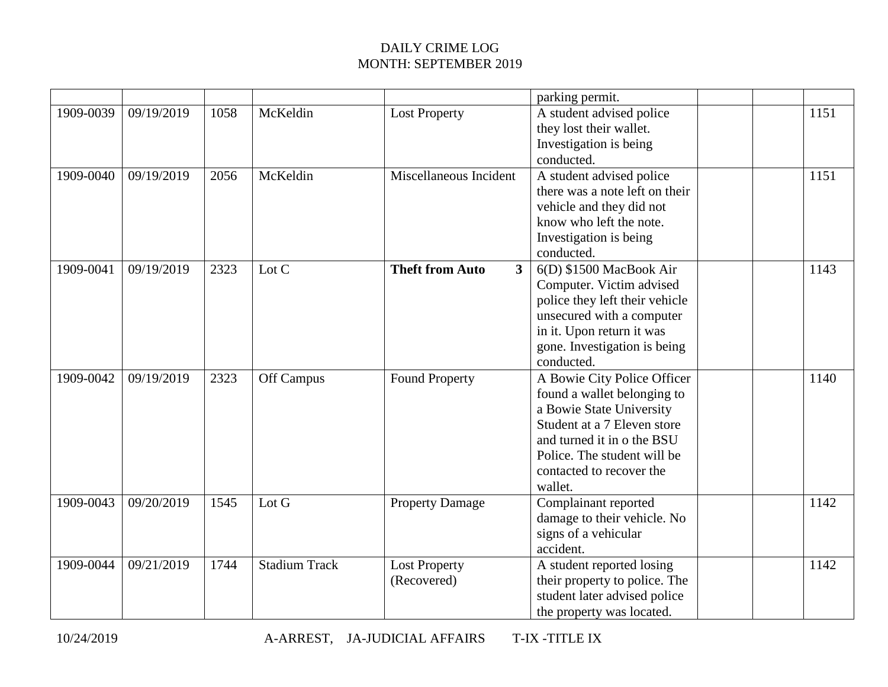DAILY CRIME LOG
MONTH: SEPTEMBER 2019

| | | | | | | | | |
|---|---|---|---|---|---|---|---|---|
| | | | | | parking permit. | | | |
| 1909-0039 | 09/19/2019 | 1058 | McKeldin | Lost Property | A student advised police they lost their wallet. Investigation is being conducted. | | | 1151 |
| 1909-0040 | 09/19/2019 | 2056 | McKeldin | Miscellaneous Incident | A student advised police there was a note left on their vehicle and they did not know who left the note. Investigation is being conducted. | | | 1151 |
| 1909-0041 | 09/19/2019 | 2323 | Lot C | **Theft from Auto 3** | 6(D) $1500 MacBook Air Computer. Victim advised police they left their vehicle unsecured with a computer in it. Upon return it was gone. Investigation is being conducted. | | | 1143 |
| 1909-0042 | 09/19/2019 | 2323 | Off Campus | Found Property | A Bowie City Police Officer found a wallet belonging to a Bowie State University Student at a 7 Eleven store and turned it in o the BSU Police. The student will be contacted to recover the wallet. | | | 1140 |
| 1909-0043 | 09/20/2019 | 1545 | Lot G | Property Damage | Complainant reported damage to their vehicle. No signs of a vehicular accident. | | | 1142 |
| 1909-0044 | 09/21/2019 | 1744 | Stadium Track | Lost Property (Recovered) | A student reported losing their property to police. The student later advised police the property was located. | | | 1142 |

10/24/2019 A-ARREST, JA-JUDICIAL AFFAIRS T-IX -TITLE IX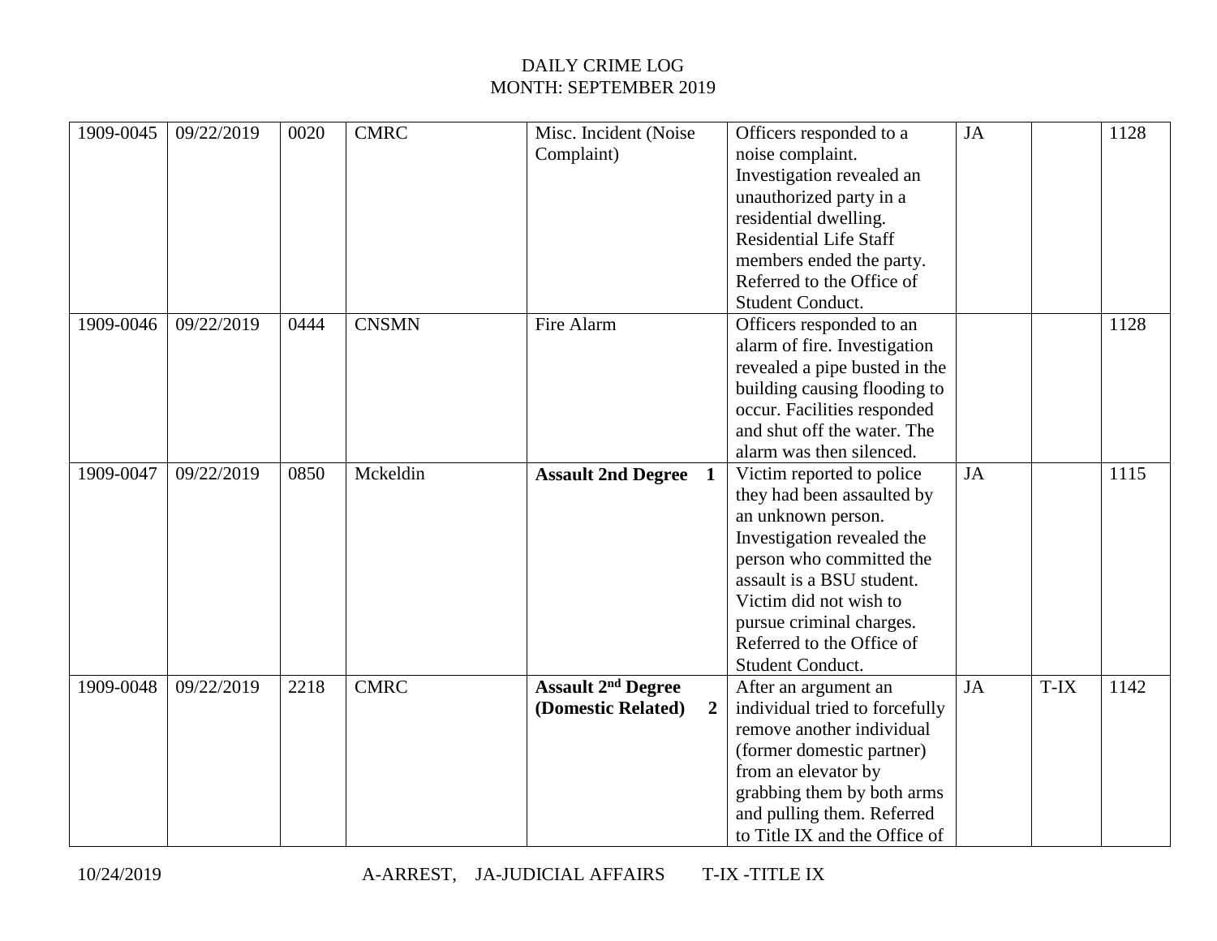DAILY CRIME LOG
MONTH: SEPTEMBER 2019

| | | | | | | | | |
|---|---|---|---|---|---|---|---|---|
| 1909-0045 | 09/22/2019 | 0020 | CMRC | Misc. Incident (Noise Complaint) | Officers responded to a noise complaint. Investigation revealed an unauthorized party in a residential dwelling. Residential Life Staff members ended the party. Referred to the Office of Student Conduct. | JA | | 1128 |
| 1909-0046 | 09/22/2019 | 0444 | CNSMN | Fire Alarm | Officers responded to an alarm of fire. Investigation revealed a pipe busted in the building causing flooding to occur. Facilities responded and shut off the water. The alarm was then silenced. | | | 1128 |
| 1909-0047 | 09/22/2019 | 0850 | Mckeldin | **Assault 2nd Degree 1** | Victim reported to police they had been assaulted by an unknown person. Investigation revealed the person who committed the assault is a BSU student. Victim did not wish to pursue criminal charges. Referred to the Office of Student Conduct. | JA | | 1115 |
| 1909-0048 | 09/22/2019 | 2218 | CMRC | **Assault 2nd Degree (Domestic Related) 2** | After an argument an individual tried to forcefully remove another individual (former domestic partner) from an elevator by grabbing them by both arms and pulling them. Referred to Title IX and the Office of | JA | T-IX | 1142 |

10/24/2019 A-ARREST, JA-JUDICIAL AFFAIRS T-IX -TITLE IX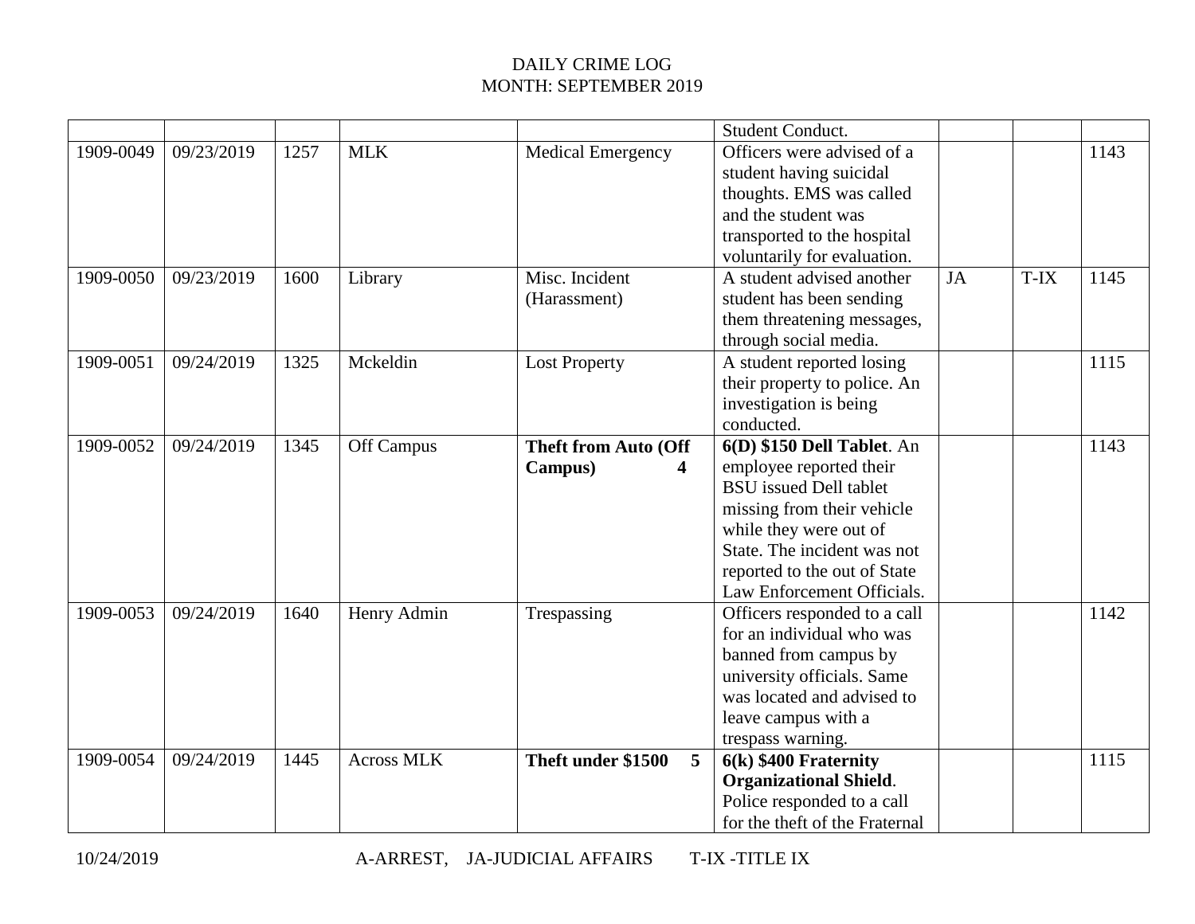DAILY CRIME LOG
MONTH: SEPTEMBER 2019

| | | | | | | | | |
|---|---|---|---|---|---|---|---|---|
| | | | | | Student Conduct. | | | |
| 1909-0049 | 09/23/2019 | 1257 | MLK | Medical Emergency | Officers were advised of a student having suicidal thoughts. EMS was called and the student was transported to the hospital voluntarily for evaluation. | | | 1143 |
| 1909-0050 | 09/23/2019 | 1600 | Library | Misc. Incident (Harassment) | A student advised another student has been sending them threatening messages, through social media. | JA | T-IX | 1145 |
| 1909-0051 | 09/24/2019 | 1325 | Mckeldin | Lost Property | A student reported losing their property to police. An investigation is being conducted. | | | 1115 |
| 1909-0052 | 09/24/2019 | 1345 | Off Campus | **Theft from Auto (Off Campus) 4** | **6(D) $150 Dell Tablet**. An employee reported their BSU issued Dell tablet missing from their vehicle while they were out of State. The incident was not reported to the out of State Law Enforcement Officials. | | | 1143 |
| 1909-0053 | 09/24/2019 | 1640 | Henry Admin | Trespassing | Officers responded to a call for an individual who was banned from campus by university officials. Same was located and advised to leave campus with a trespass warning. | | | 1142 |
| 1909-0054 | 09/24/2019 | 1445 | Across MLK | **Theft under $1500 5** | **6(k) $400 Fraternity Organizational Shield**. Police responded to a call for the theft of the Fraternal | | | 1115 |

10/24/2019 A-ARREST, JA-JUDICIAL AFFAIRS T-IX -TITLE IX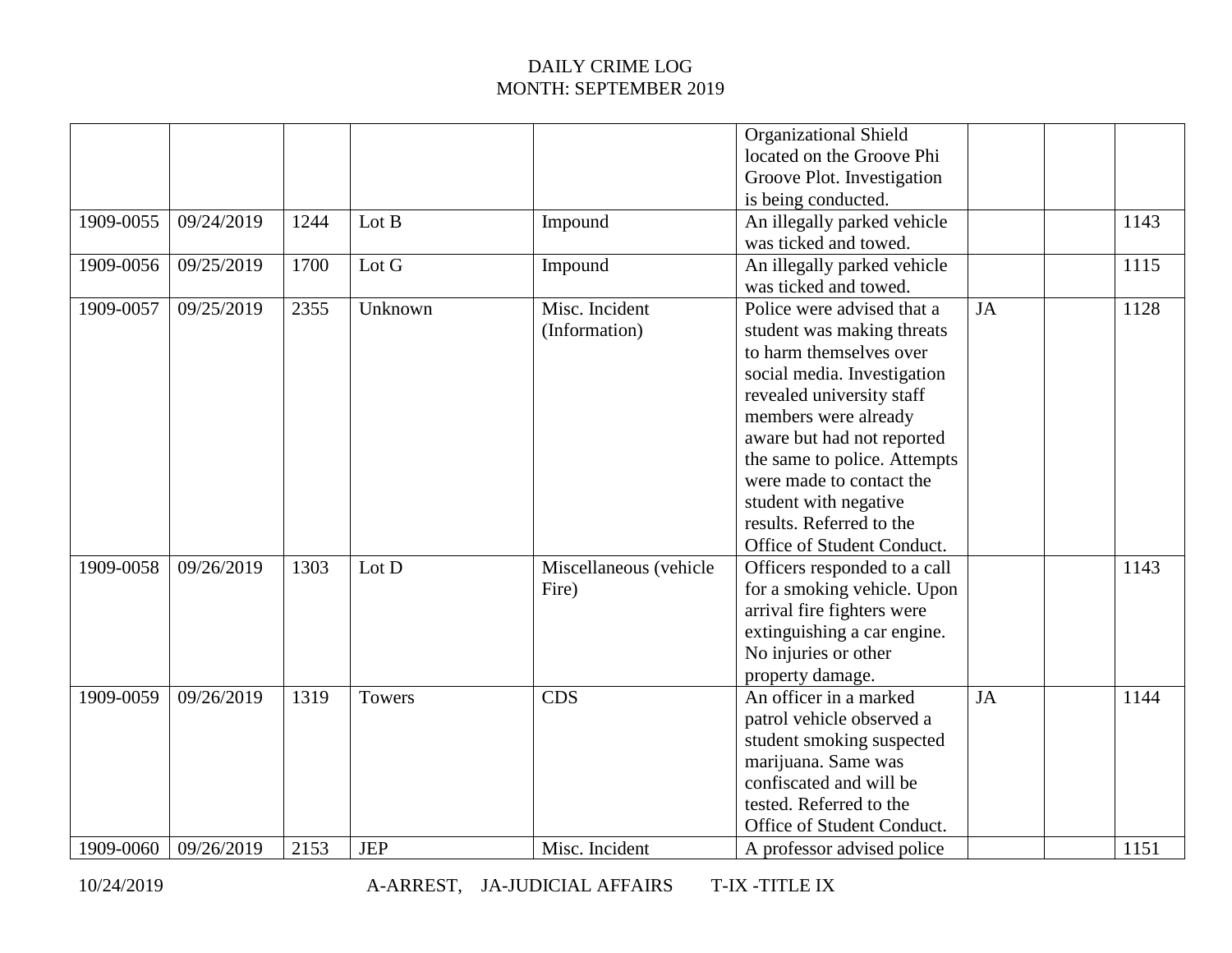DAILY CRIME LOG
MONTH: SEPTEMBER 2019

| | | | | | | | | |
|---|---|---|---|---|---|---|---|---|
| | | | | | Organizational Shield located on the Groove Phi Groove Plot. Investigation is being conducted. | | | |
| 1909-0055 | 09/24/2019 | 1244 | Lot B | Impound | An illegally parked vehicle was ticked and towed. | | | 1143 |
| 1909-0056 | 09/25/2019 | 1700 | Lot G | Impound | An illegally parked vehicle was ticked and towed. | | | 1115 |
| 1909-0057 | 09/25/2019 | 2355 | Unknown | Misc. Incident (Information) | Police were advised that a student was making threats to harm themselves over social media. Investigation revealed university staff members were already aware but had not reported the same to police. Attempts were made to contact the student with negative results. Referred to the Office of Student Conduct. | JA | | 1128 |
| 1909-0058 | 09/26/2019 | 1303 | Lot D | Miscellaneous (vehicle Fire) | Officers responded to a call for a smoking vehicle. Upon arrival fire fighters were extinguishing a car engine. No injuries or other property damage. | | | 1143 |
| 1909-0059 | 09/26/2019 | 1319 | Towers | CDS | An officer in a marked patrol vehicle observed a student smoking suspected marijuana. Same was confiscated and will be tested. Referred to the Office of Student Conduct. | JA | | 1144 |
| 1909-0060 | 09/26/2019 | 2153 | JEP | Misc. Incident | A professor advised police | | | 1151 |

10/24/2019 A-ARREST, JA-JUDICIAL AFFAIRS T-IX -TITLE IX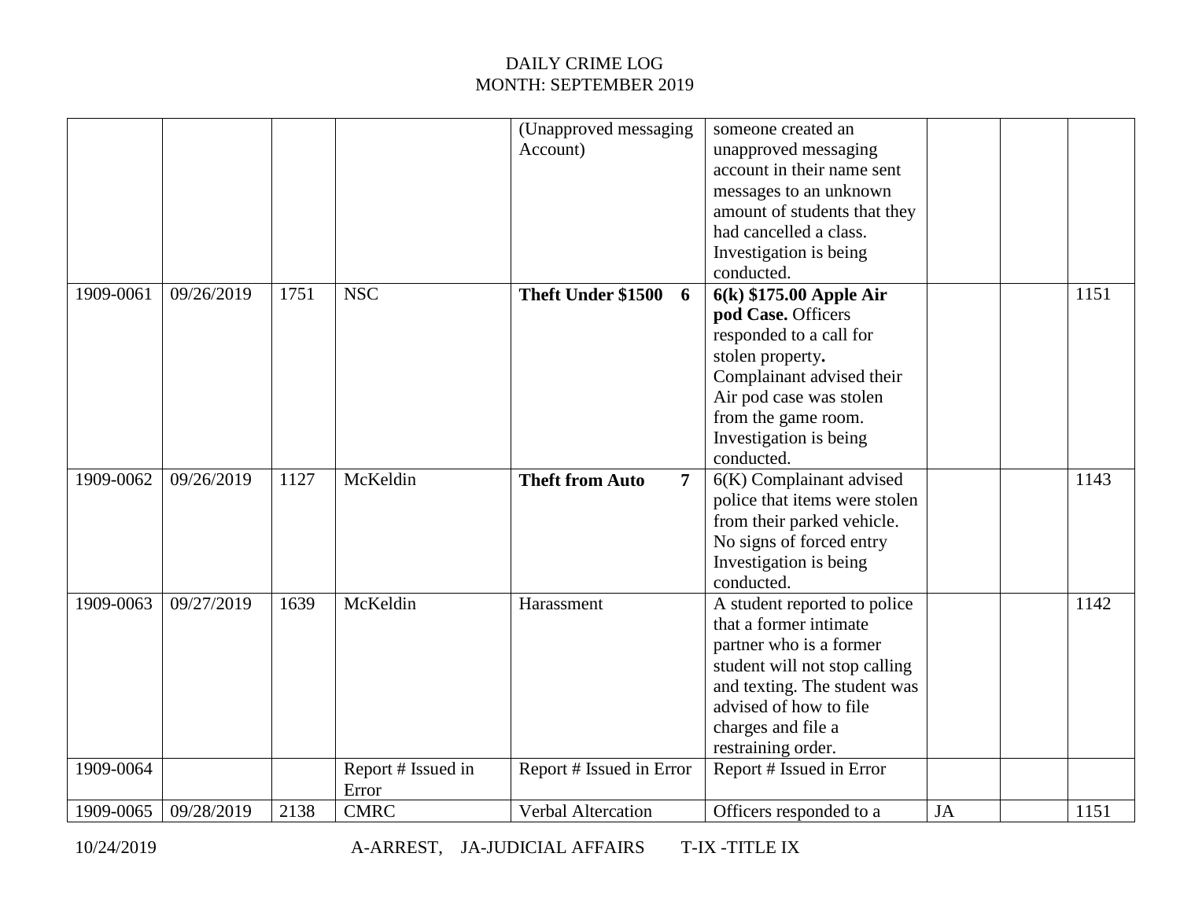DAILY CRIME LOG
MONTH: SEPTEMBER 2019

| | | | | | | | | |
|---|---|---|---|---|---|---|---|---|
| | | | | (Unapproved messaging Account) | someone created an unapproved messaging account in their name sent messages to an unknown amount of students that they had cancelled a class. Investigation is being conducted. | | | |
| 1909-0061 | 09/26/2019 | 1751 | NSC | **Theft Under $1500 6** | **6(k) $175.00 Apple Air pod Case.** Officers responded to a call for stolen property**.** Complainant advised their Air pod case was stolen from the game room. Investigation is being conducted. | | | 1151 |
| 1909-0062 | 09/26/2019 | 1127 | McKeldin | **Theft from Auto 7** | 6(K) Complainant advised police that items were stolen from their parked vehicle. No signs of forced entry Investigation is being conducted. | | | 1143 |
| 1909-0063 | 09/27/2019 | 1639 | McKeldin | Harassment | A student reported to police that a former intimate partner who is a former student will not stop calling and texting. The student was advised of how to file charges and file a restraining order. | | | 1142 |
| 1909-0064 | | | Report # Issued in Error | Report # Issued in Error | Report # Issued in Error | | | |
| 1909-0065 | 09/28/2019 | 2138 | CMRC | Verbal Altercation | Officers responded to a | JA | | 1151 |

10/24/2019 A-ARREST, JA-JUDICIAL AFFAIRS T-IX -TITLE IX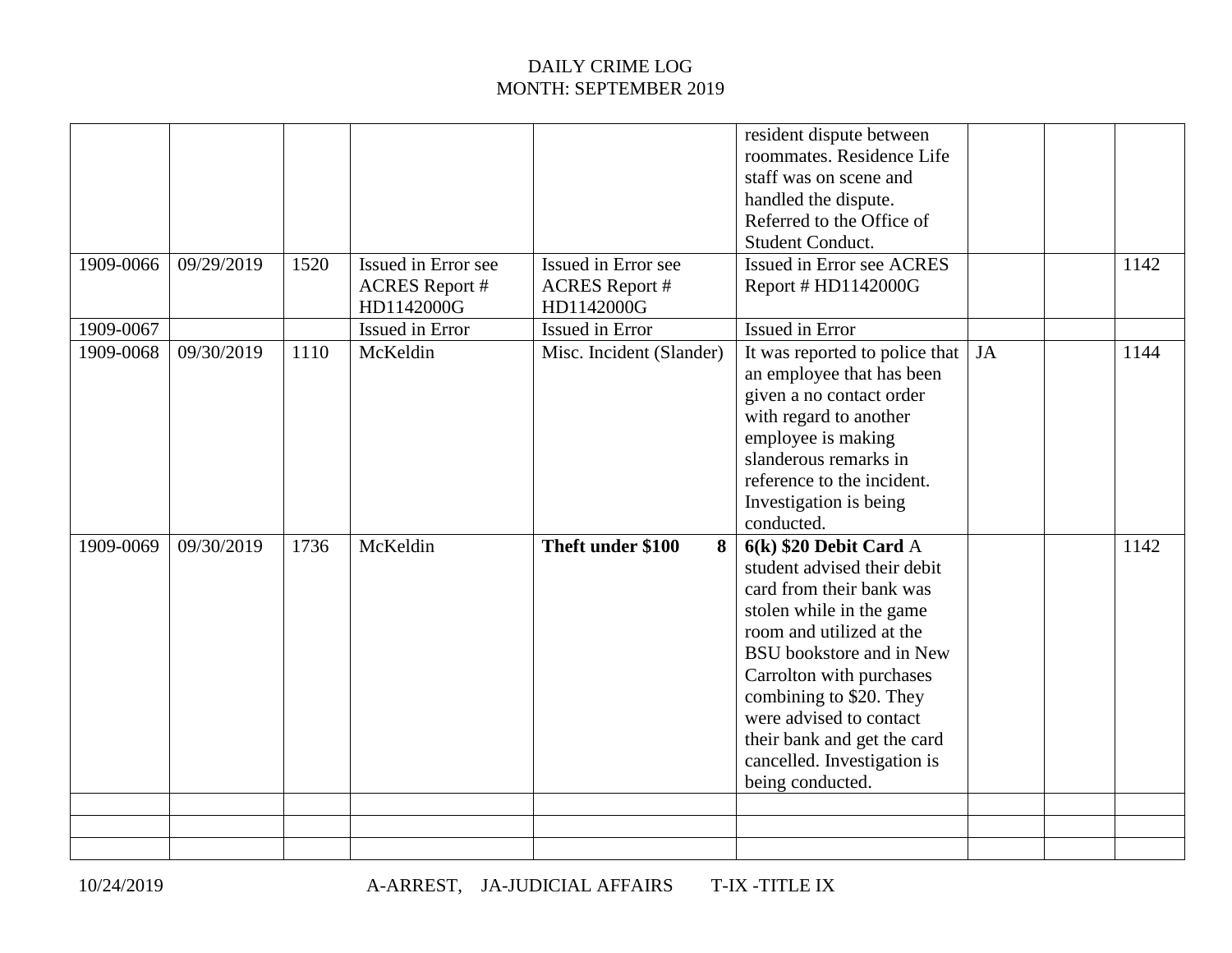DAILY CRIME LOG
MONTH: SEPTEMBER 2019

| | | | | | | | | |
|---|---|---|---|---|---|---|---|---|
| | | | | | resident dispute between roommates. Residence Life staff was on scene and handled the dispute. Referred to the Office of Student Conduct. | | | |
| 1909-0066 | 09/29/2019 | 1520 | Issued in Error see ACRES Report # HD1142000G | Issued in Error see ACRES Report # HD1142000G | Issued in Error see ACRES Report # HD1142000G | | | 1142 |
| 1909-0067 | | | Issued in Error | Issued in Error | Issued in Error | | | |
| 1909-0068 | 09/30/2019 | 1110 | McKeldin | Misc. Incident (Slander) | It was reported to police that an employee that has been given a no contact order with regard to another employee is making slanderous remarks in reference to the incident. Investigation is being conducted. | JA | | 1144 |
| 1909-0069 | 09/30/2019 | 1736 | McKeldin | **Theft under $100 8** | **6(k) $20 Debit Card** A student advised their debit card from their bank was stolen while in the game room and utilized at the BSU bookstore and in New Carrolton with purchases combining to $20. They were advised to contact their bank and get the card cancelled. Investigation is being conducted. | | | 1142 |
| | | | | | | | | |
| | | | | | | | | |
| | | | | | | | | |

10/24/2019 A-ARREST, JA-JUDICIAL AFFAIRS T-IX -TITLE IX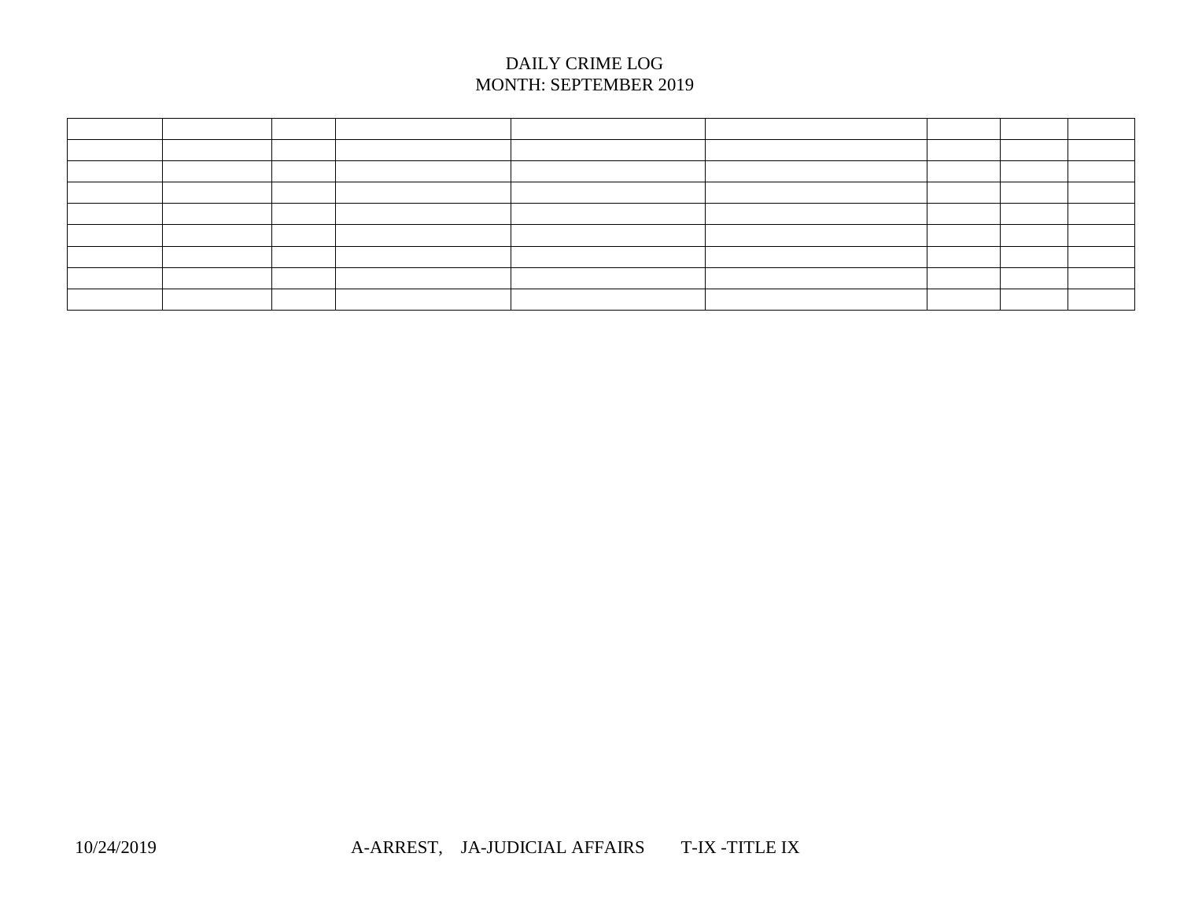DAILY CRIME LOG
MONTH: SEPTEMBER 2019

| | | | | | | | | |
|---|---|---|---|---|---|---|---|---|
| | | | | | | | | |
| | | | | | | | | |
| | | | | | | | | |
| | | | | | | | | |
| | | | | | | | | |
| | | | | | | | | |
| | | | | | | | | |
| | | | | | | | | |